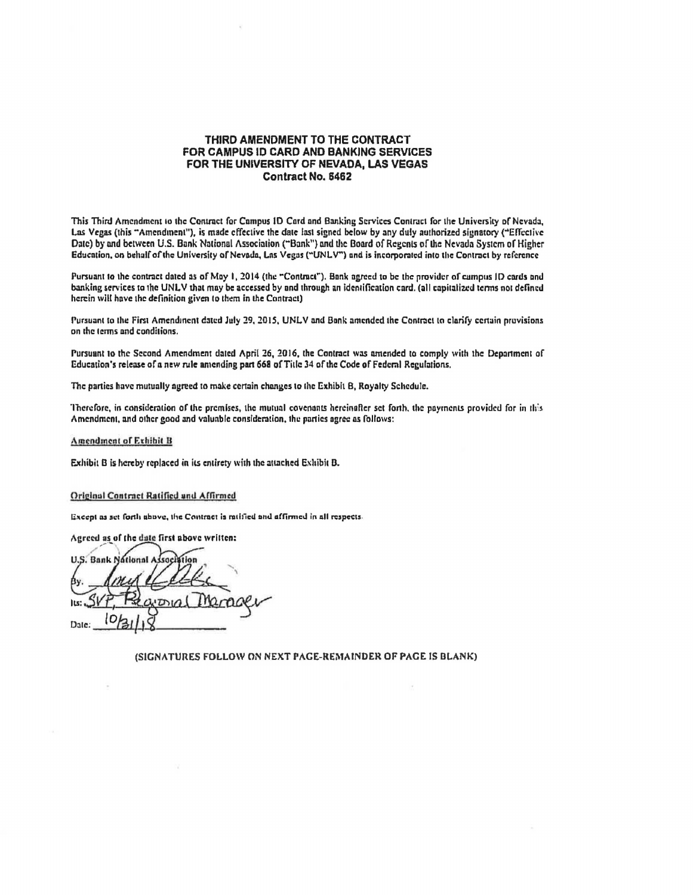# THIRD AMENDMENT TO THE CONTRACT FOR CAMPUS ID CARD AND BANKING SERVICES FOR THE UNIVERSITY OF NEVADA, LAS VEGAS
## Contract No. 6462

This Third Amendment to the Contract for Campus ID Card and Banking Services Contract for the University of Nevada, Las Vegas (this "Amendment"), is made effective the date last signed below by any duly authorized signatory ("Effective Date) by and between U.S. Bank National Association ("Bank") and the Board of Regents of the Nevada System of Higher Education, on behalf of the University of Nevada, Las Vegas ("UNLV") and is incorporated into the Contract by reference

Pursuant to the contract dated as of May 1, 2014 (the "Contract"). Bank agreed to be the provider of campus ID cards and banking services to the UNLV that may be accessed by and through an identification card. (all capitalized terms not defined herein will have the definition given to them in the Contract)

Pursuant to the First Amendment dated July 29, 2015, UNLV and Bank amended the Contract to clarify certain provisions on the terms and conditions.

Pursuant to the Second Amendment dated April 26, 2016, the Contract was amended to comply with the Department of Education's release of a new rule amending part 668 of Title 34 of the Code of Federal Regulations.

The parties have mutually agreed to make certain changes to the Exhibit B, Royalty Schedule.

Therefore, in consideration of the premises, the mutual covenants hereinafter set forth, the payments provided for in this Amendment, and other good and valuable consideration, the parties agree as follows:

Amendment of Exhibit B

Exhibit B is hereby replaced in its entirety with the attached Exhibit B.

Original Contract Ratified and Affirmed

Except as set forth above, the Contract is ratified and affirmed in all respects.

Agreed as of the date first above written:

U.S. Bank National Association

By: [signature]

Its: SVP, Regional Manager

Date: 10/31/18

(SIGNATURES FOLLOW ON NEXT PAGE-REMAINDER OF PAGE IS BLANK)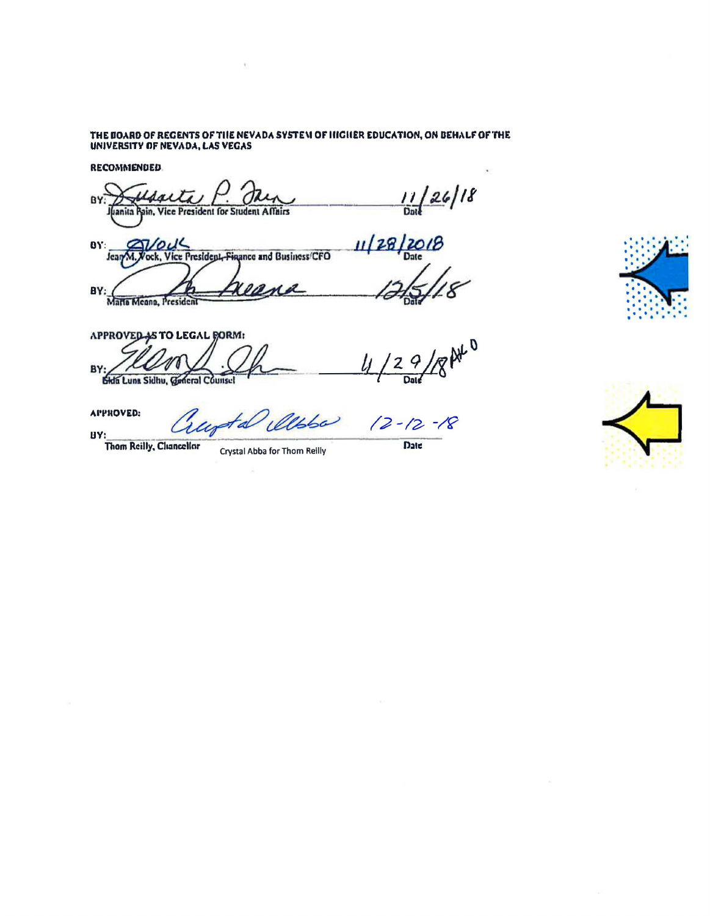**THE BOARD OF REGENTS OF THE NEVADA SYSTEM OF HIGHER EDUCATION, ON BEHALF OF THE UNIVERSITY OF NEVADA, LAS VEGAS**

**RECOMMENDED**

BY: _Juanita P. Fain_ 11/26/18
Juanita Fain, Vice President for Student Affairs — Date

BY: _JVock_ 11/28/2018
Jean M. Vock, Vice President, Finance and Business/CFO — Date

BY: _M. Meana_ 12/5/18
Marta Meana, President — Date

**APPROVED AS TO LEGAL FORM:**

BY: _Elda L. Sidhu_ 11/29/18
Elda Luna Sidhu, General Counsel — Date

**APPROVED:**

BY: _Crystal Abba_ 12-12-18
Thom Reilly, Chancellor — Crystal Abba for Thom Reilly — Date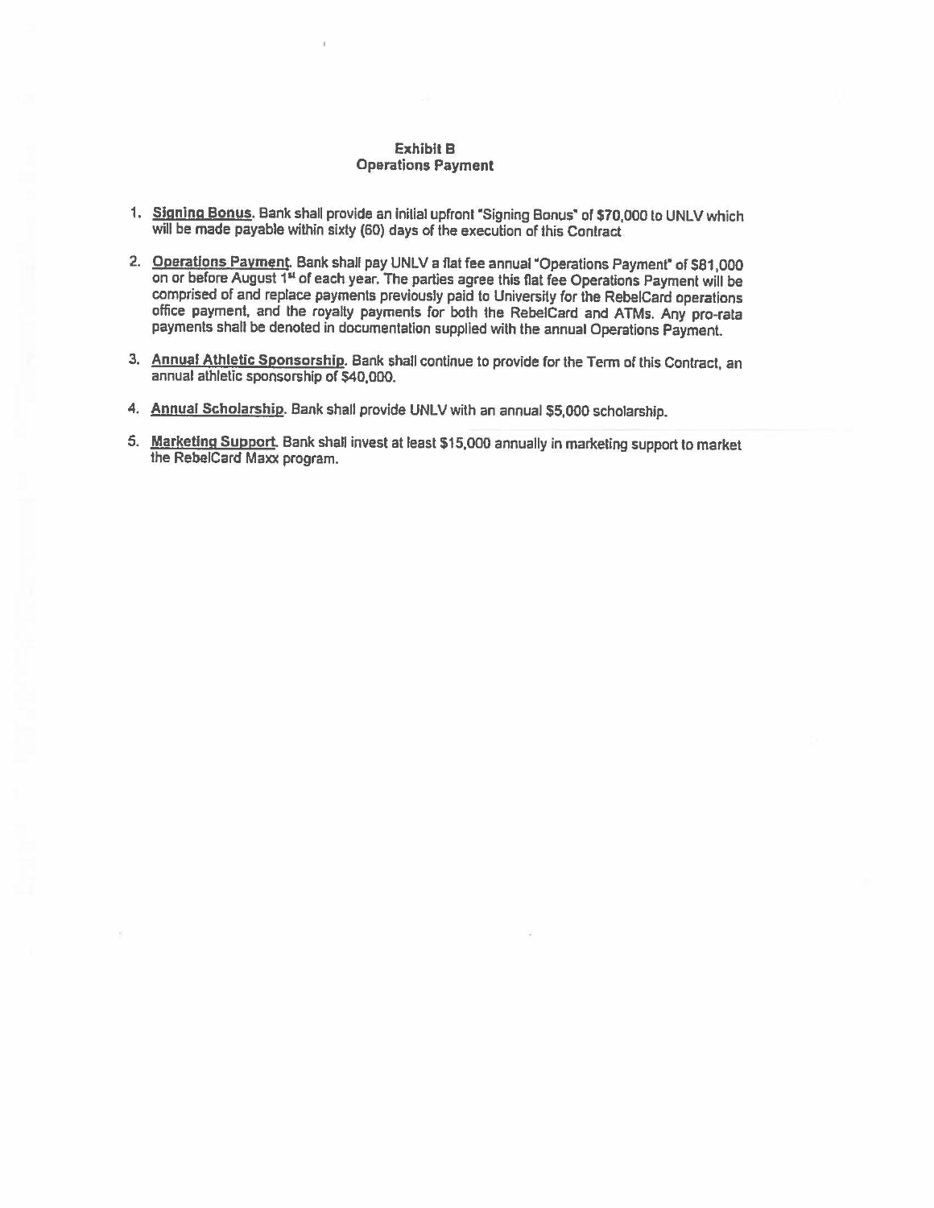## Exhibit B
## Operations Payment

1. **Signing Bonus**. Bank shall provide an initial upfront "Signing Bonus" of $70,000 to UNLV which will be made payable within sixty (60) days of the execution of this Contract

2. **Operations Payment**. Bank shall pay UNLV a flat fee annual "Operations Payment" of $81,000 on or before August 1st of each year. The parties agree this flat fee Operations Payment will be comprised of and replace payments previously paid to University for the RebelCard operations office payment, and the royalty payments for both the RebelCard and ATMs. Any pro-rata payments shall be denoted in documentation supplied with the annual Operations Payment.

3. **Annual Athletic Sponsorship**. Bank shall continue to provide for the Term of this Contract, an annual athletic sponsorship of $40,000.

4. **Annual Scholarship**. Bank shall provide UNLV with an annual $5,000 scholarship.

5. **Marketing Support**. Bank shall invest at least $15,000 annually in marketing support to market the RebelCard Maxx program.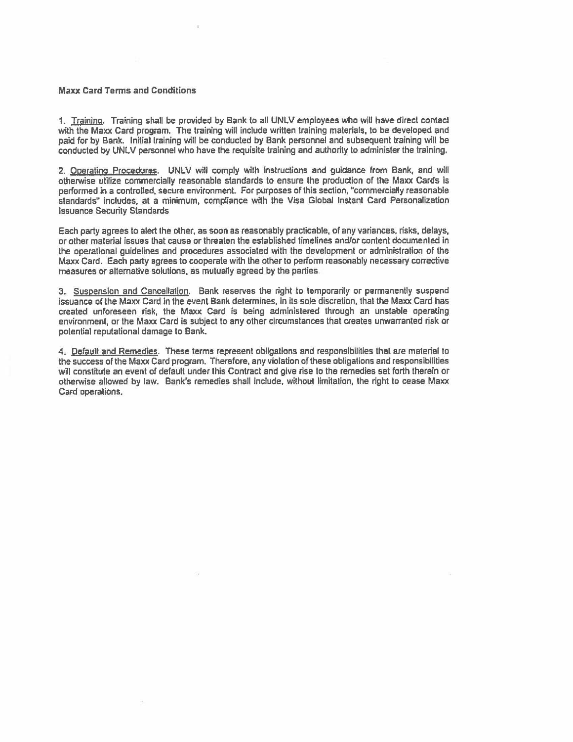**Maxx Card Terms and Conditions**

1. Training. Training shall be provided by Bank to all UNLV employees who will have direct contact with the Maxx Card program. The training will include written training materials, to be developed and paid for by Bank. Initial training will be conducted by Bank personnel and subsequent training will be conducted by UNLV personnel who have the requisite training and authority to administer the training.

2. Operating Procedures. UNLV will comply with instructions and guidance from Bank, and will otherwise utilize commercially reasonable standards to ensure the production of the Maxx Cards is performed in a controlled, secure environment. For purposes of this section, "commercially reasonable standards" includes, at a minimum, compliance with the Visa Global Instant Card Personalization Issuance Security Standards

Each party agrees to alert the other, as soon as reasonably practicable, of any variances, risks, delays, or other material issues that cause or threaten the established timelines and/or content documented in the operational guidelines and procedures associated with the development or administration of the Maxx Card. Each party agrees to cooperate with the other to perform reasonably necessary corrective measures or alternative solutions, as mutually agreed by the parties.

3. Suspension and Cancellation. Bank reserves the right to temporarily or permanently suspend issuance of the Maxx Card in the event Bank determines, in its sole discretion, that the Maxx Card has created unforeseen risk, the Maxx Card is being administered through an unstable operating environment, or the Maxx Card is subject to any other circumstances that creates unwarranted risk or potential reputational damage to Bank.

4. Default and Remedies. These terms represent obligations and responsibilities that are material to the success of the Maxx Card program. Therefore, any violation of these obligations and responsibilities will constitute an event of default under this Contract and give rise to the remedies set forth therein or otherwise allowed by law. Bank's remedies shall include, without limitation, the right to cease Maxx Card operations.